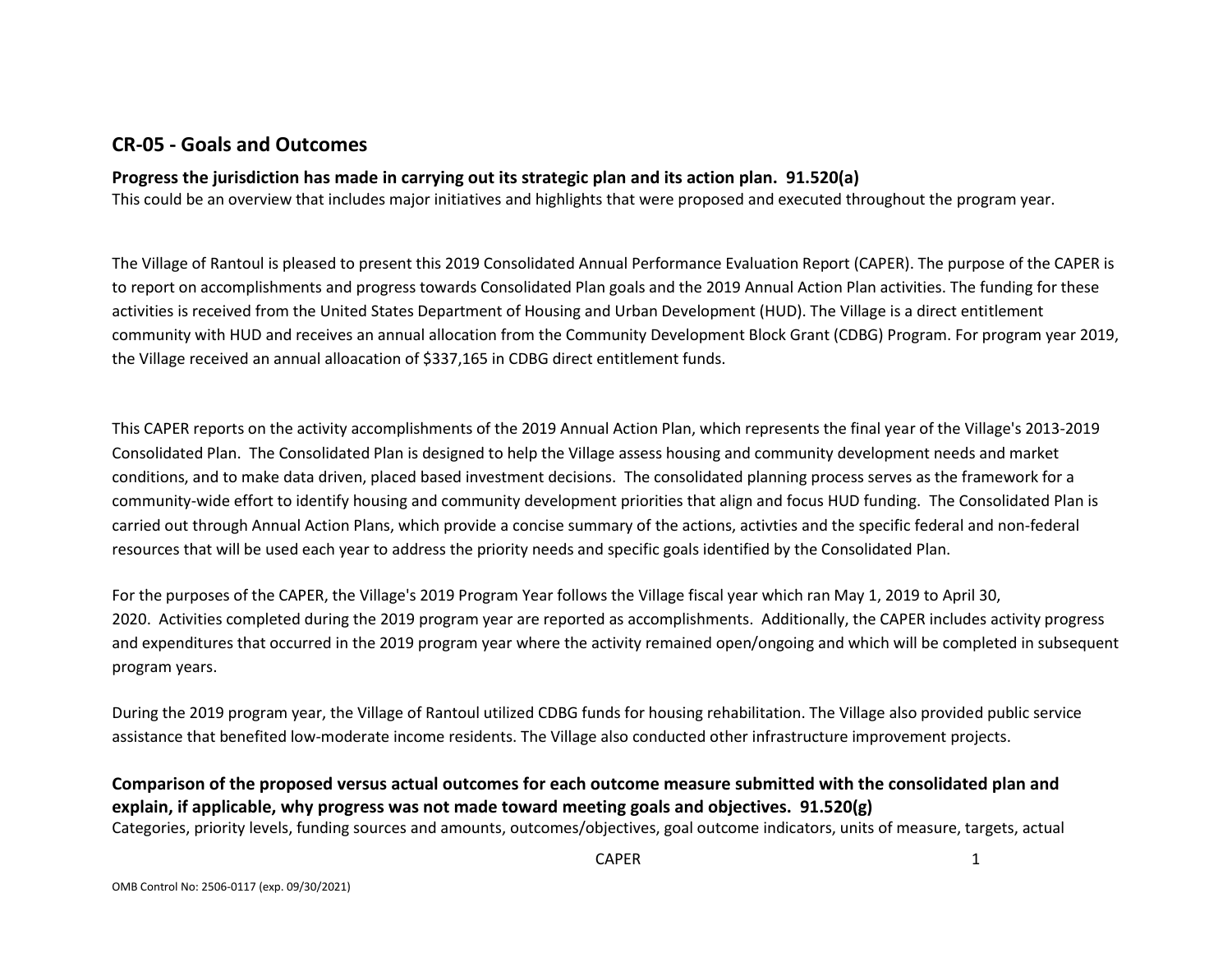## CR-05 - Goals and Outcomes

### Progress the jurisdiction has made in carrying out its strategic plan and its action plan. 91.520(a)

This could be an overview that includes major initiatives and highlights that were proposed and executed throughout the program year.

The Village of Rantoul is pleased to present this 2019 Consolidated Annual Performance Evaluation Report (CAPER). The purpose of the CAPER is to report on accomplishments and progress towards Consolidated Plan goals and the 2019 Annual Action Plan activities. The funding for these activities is received from the United States Department of Housing and Urban Development (HUD). The Village is a direct entitlement community with HUD and receives an annual allocation from the Community Development Block Grant (CDBG) Program. For program year 2019, the Village received an annual alloacation of $337,165 in CDBG direct entitlement funds.

This CAPER reports on the activity accomplishments of the 2019 Annual Action Plan, which represents the final year of the Village's 2013-2019 Consolidated Plan. The Consolidated Plan is designed to help the Village assess housing and community development needs and market conditions, and to make data driven, placed based investment decisions. The consolidated planning process serves as the framework for a community-wide effort to identify housing and community development priorities that align and focus HUD funding. The Consolidated Plan is carried out through Annual Action Plans, which provide a concise summary of the actions, activties and the specific federal and non-federal resources that will be used each year to address the priority needs and specific goals identified by the Consolidated Plan.

For the purposes of the CAPER, the Village's 2019 Program Year follows the Village fiscal year which ran May 1, 2019 to April 30, 2020. Activities completed during the 2019 program year are reported as accomplishments. Additionally, the CAPER includes activity progress and expenditures that occurred in the 2019 program year where the activity remained open/ongoing and which will be completed in subsequent program years.

During the 2019 program year, the Village of Rantoul utilized CDBG funds for housing rehabilitation. The Village also provided public service assistance that benefited low-moderate income residents. The Village also conducted other infrastructure improvement projects.

### Comparison of the proposed versus actual outcomes for each outcome measure submitted with the consolidated plan and explain, if applicable, why progress was not made toward meeting goals and objectives. 91.520(g)

Categories, priority levels, funding sources and amounts, outcomes/objectives, goal outcome indicators, units of measure, targets, actual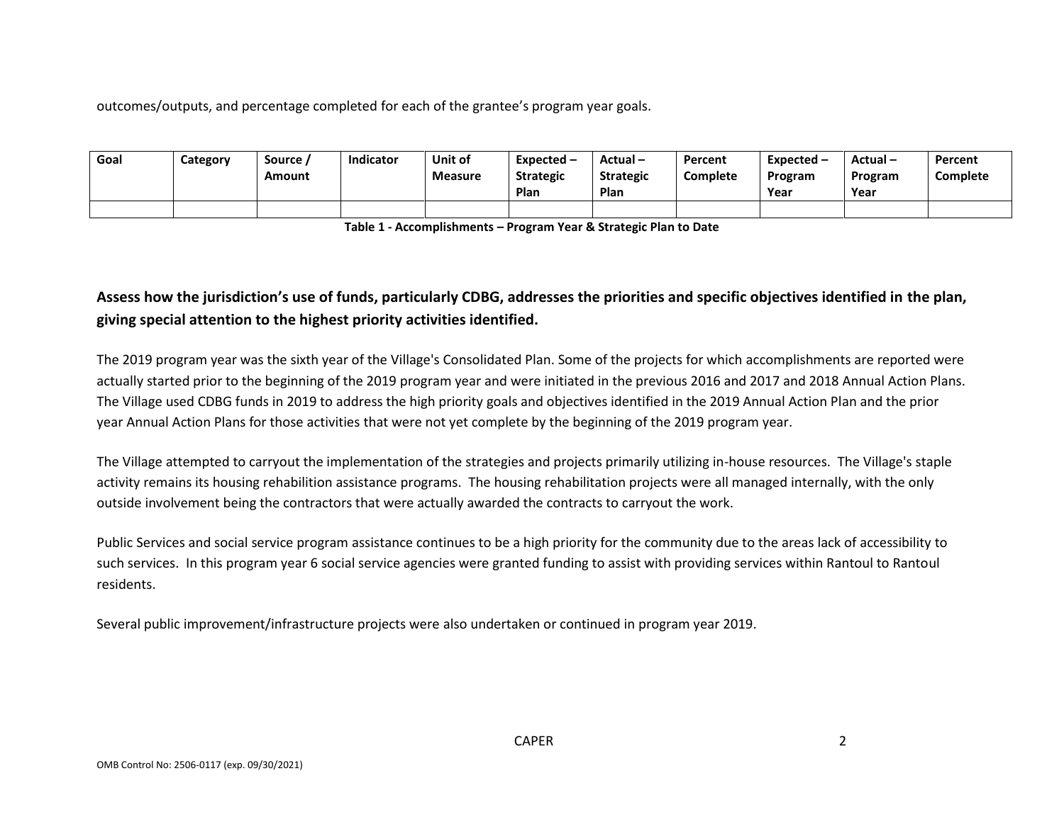outcomes/outputs, and percentage completed for each of the grantee's program year goals.

| Goal | Category | Source / Amount | Indicator | Unit of Measure | Expected – Strategic Plan | Actual – Strategic Plan | Percent Complete | Expected – Program Year | Actual – Program Year | Percent Complete |
|---|---|---|---|---|---|---|---|---|---|---|
| | | | | | | | | | | |

**Table 1 - Accomplishments – Program Year & Strategic Plan to Date**

## Assess how the jurisdiction's use of funds, particularly CDBG, addresses the priorities and specific objectives identified in the plan, giving special attention to the highest priority activities identified.

The 2019 program year was the sixth year of the Village's Consolidated Plan. Some of the projects for which accomplishments are reported were actually started prior to the beginning of the 2019 program year and were initiated in the previous 2016 and 2017 and 2018 Annual Action Plans. The Village used CDBG funds in 2019 to address the high priority goals and objectives identified in the 2019 Annual Action Plan and the prior year Annual Action Plans for those activities that were not yet complete by the beginning of the 2019 program year.

The Village attempted to carryout the implementation of the strategies and projects primarily utilizing in-house resources. The Village's staple activity remains its housing rehabilition assistance programs. The housing rehabilitation projects were all managed internally, with the only outside involvement being the contractors that were actually awarded the contracts to carryout the work.

Public Services and social service program assistance continues to be a high priority for the community due to the areas lack of accessibility to such services. In this program year 6 social service agencies were granted funding to assist with providing services within Rantoul to Rantoul residents.

Several public improvement/infrastructure projects were also undertaken or continued in program year 2019.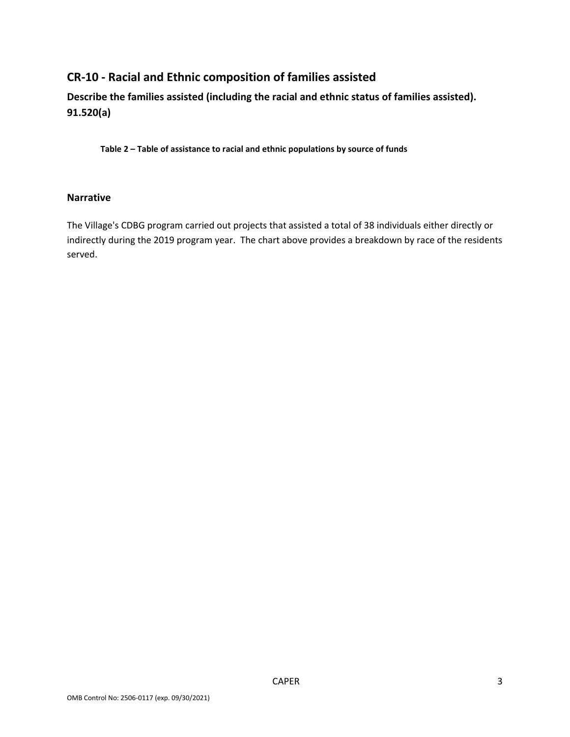## CR-10 - Racial and Ethnic composition of families assisted

### Describe the families assisted (including the racial and ethnic status of families assisted). 91.520(a)

**Table 2 – Table of assistance to racial and ethnic populations by source of funds**

### Narrative

The Village's CDBG program carried out projects that assisted a total of 38 individuals either directly or indirectly during the 2019 program year. The chart above provides a breakdown by race of the residents served.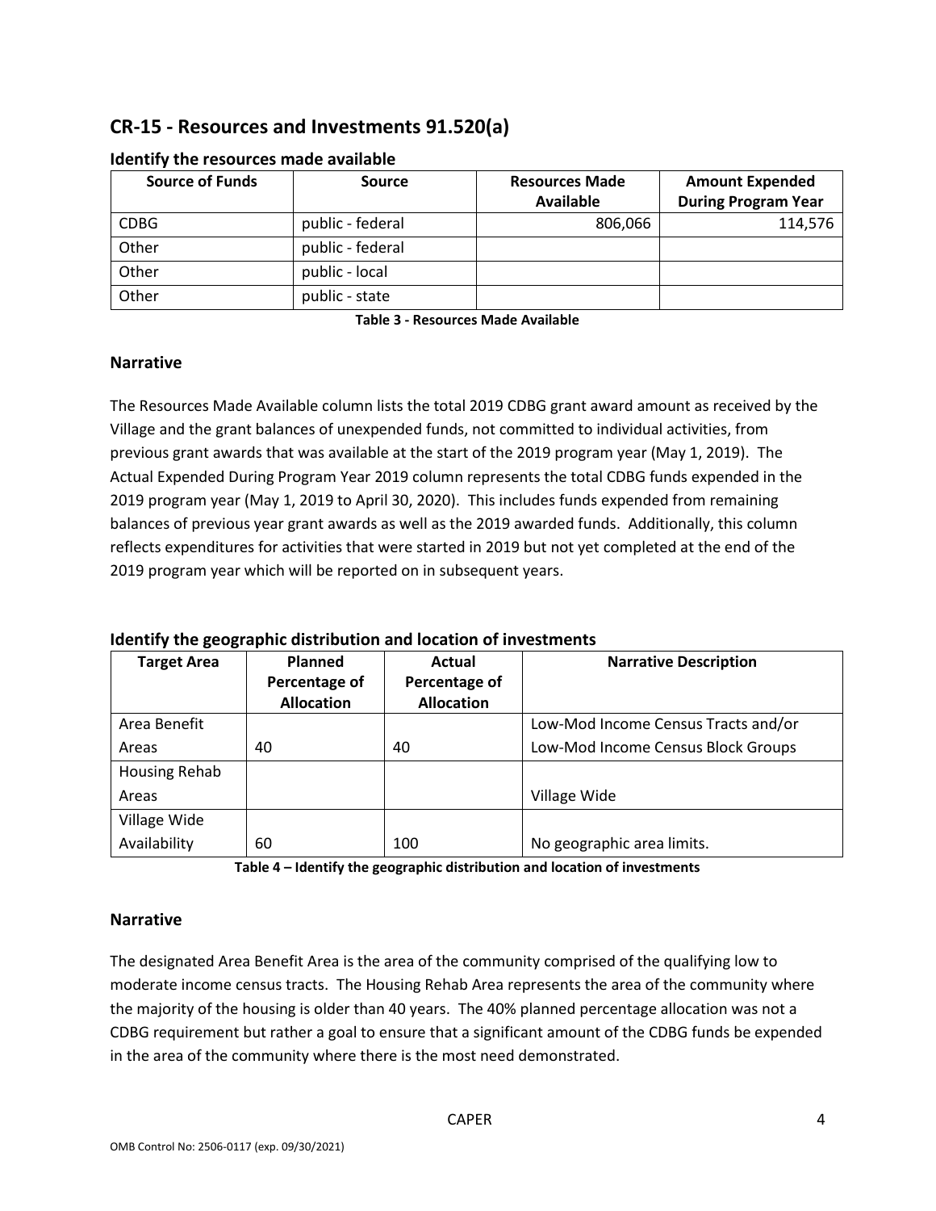## CR-15 - Resources and Investments 91.520(a)

### Identify the resources made available

| Source of Funds | Source | Resources Made Available | Amount Expended During Program Year |
|---|---|---|---|
| CDBG | public - federal | 806,066 | 114,576 |
| Other | public - federal | | |
| Other | public - local | | |
| Other | public - state | | |

**Table 3 - Resources Made Available**

### Narrative

The Resources Made Available column lists the total 2019 CDBG grant award amount as received by the Village and the grant balances of unexpended funds, not committed to individual activities, from previous grant awards that was available at the start of the 2019 program year (May 1, 2019). The Actual Expended During Program Year 2019 column represents the total CDBG funds expended in the 2019 program year (May 1, 2019 to April 30, 2020). This includes funds expended from remaining balances of previous year grant awards as well as the 2019 awarded funds. Additionally, this column reflects expenditures for activities that were started in 2019 but not yet completed at the end of the 2019 program year which will be reported on in subsequent years.

### Identify the geographic distribution and location of investments

| Target Area | Planned Percentage of Allocation | Actual Percentage of Allocation | Narrative Description |
|---|---|---|---|
| Area Benefit Areas | 40 | 40 | Low-Mod Income Census Tracts and/or Low-Mod Income Census Block Groups |
| Housing Rehab Areas | | | Village Wide |
| Village Wide Availability | 60 | 100 | No geographic area limits. |

**Table 4 – Identify the geographic distribution and location of investments**

### Narrative

The designated Area Benefit Area is the area of the community comprised of the qualifying low to moderate income census tracts. The Housing Rehab Area represents the area of the community where the majority of the housing is older than 40 years. The 40% planned percentage allocation was not a CDBG requirement but rather a goal to ensure that a significant amount of the CDBG funds be expended in the area of the community where there is the most need demonstrated.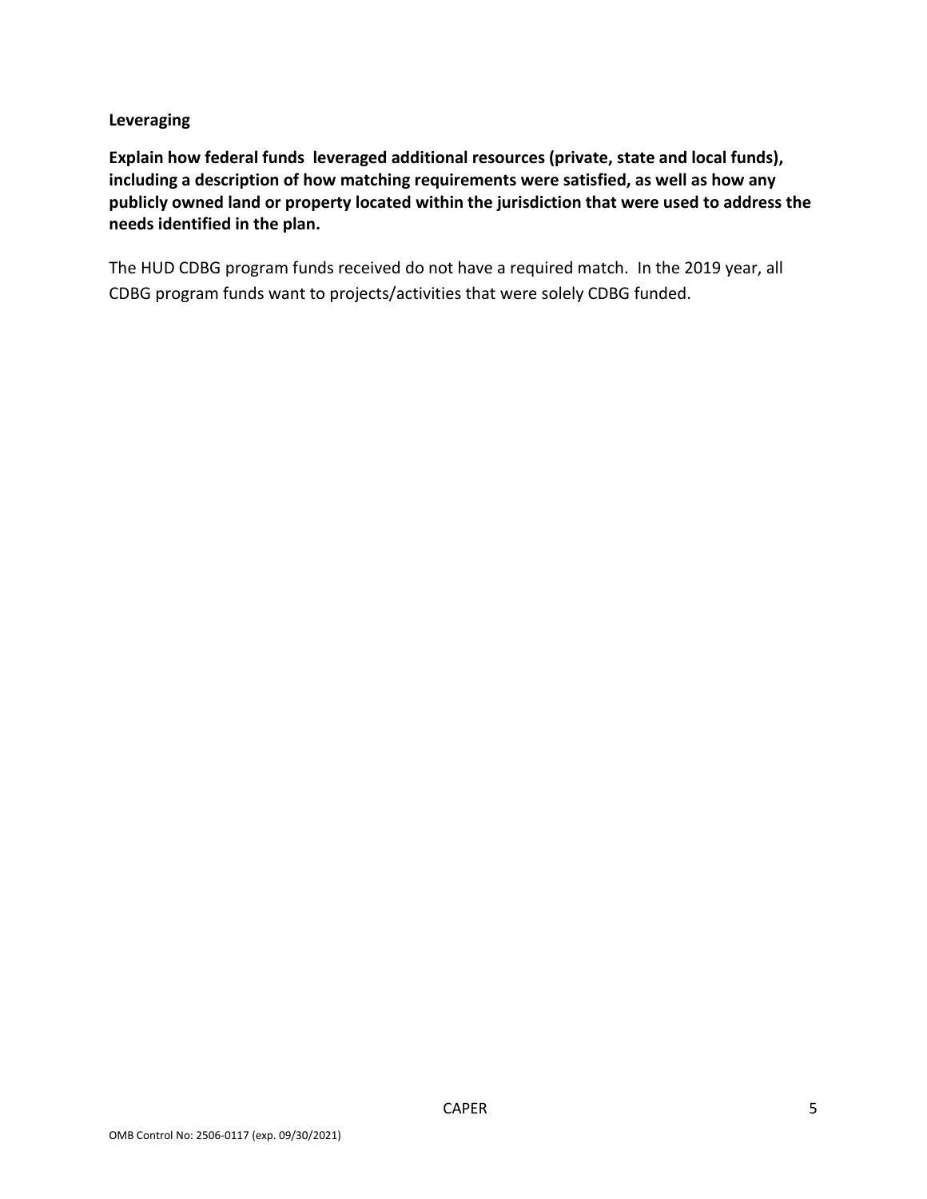**Leveraging**

**Explain how federal funds leveraged additional resources (private, state and local funds), including a description of how matching requirements were satisfied, as well as how any publicly owned land or property located within the jurisdiction that were used to address the needs identified in the plan.**

The HUD CDBG program funds received do not have a required match. In the 2019 year, all CDBG program funds want to projects/activities that were solely CDBG funded.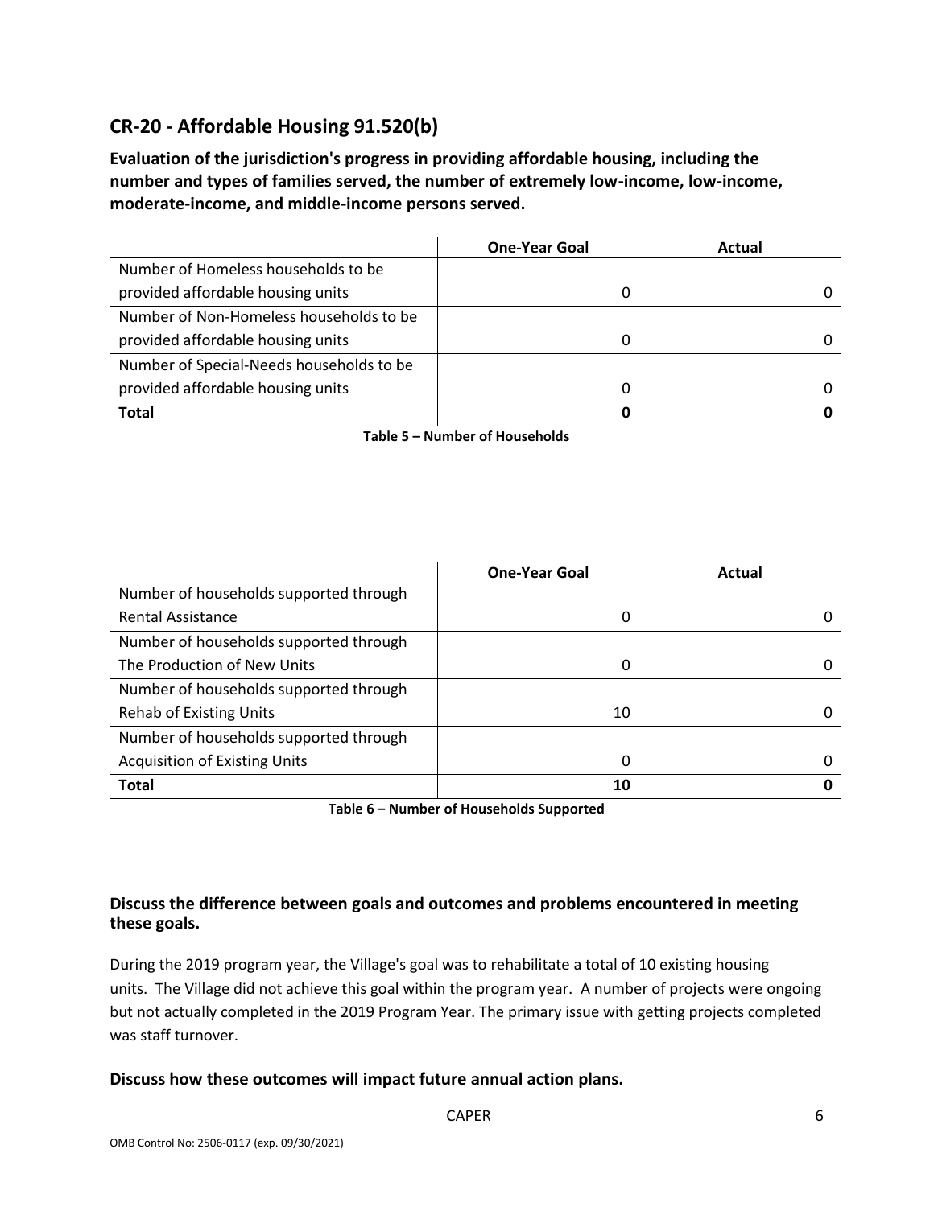## CR-20 - Affordable Housing 91.520(b)

**Evaluation of the jurisdiction's progress in providing affordable housing, including the number and types of families served, the number of extremely low-income, low-income, moderate-income, and middle-income persons served.**

| | One-Year Goal | Actual |
|---|---|---|
| Number of Homeless households to be provided affordable housing units | 0 | 0 |
| Number of Non-Homeless households to be provided affordable housing units | 0 | 0 |
| Number of Special-Needs households to be provided affordable housing units | 0 | 0 |
| **Total** | **0** | **0** |

**Table 5 – Number of Households**

| | One-Year Goal | Actual |
|---|---|---|
| Number of households supported through Rental Assistance | 0 | 0 |
| Number of households supported through The Production of New Units | 0 | 0 |
| Number of households supported through Rehab of Existing Units | 10 | 0 |
| Number of households supported through Acquisition of Existing Units | 0 | 0 |
| **Total** | **10** | **0** |

**Table 6 – Number of Households Supported**

### Discuss the difference between goals and outcomes and problems encountered in meeting these goals.

During the 2019 program year, the Village's goal was to rehabilitate a total of 10 existing housing units. The Village did not achieve this goal within the program year. A number of projects were ongoing but not actually completed in the 2019 Program Year. The primary issue with getting projects completed was staff turnover.

### Discuss how these outcomes will impact future annual action plans.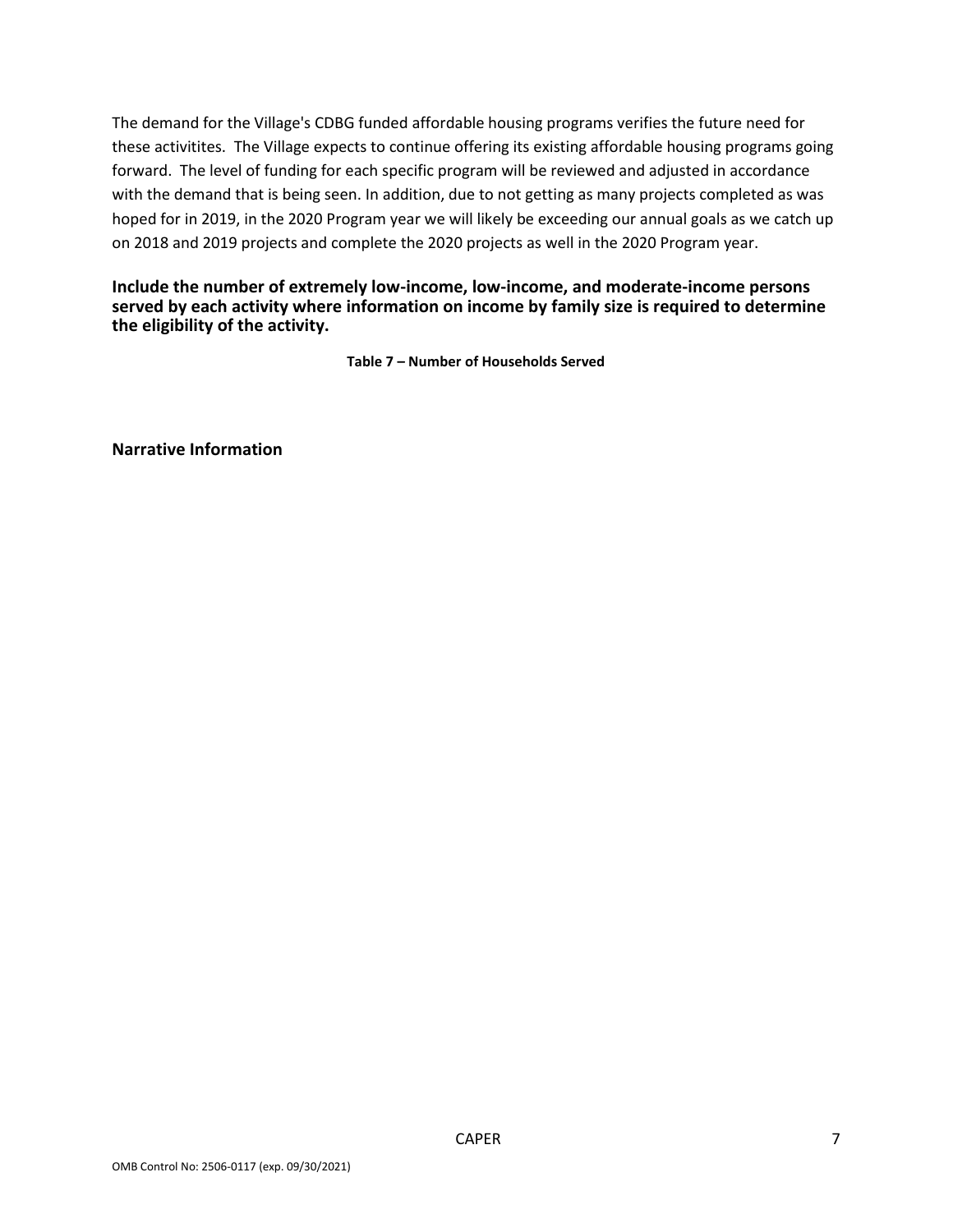The demand for the Village's CDBG funded affordable housing programs verifies the future need for these activitites. The Village expects to continue offering its existing affordable housing programs going forward. The level of funding for each specific program will be reviewed and adjusted in accordance with the demand that is being seen. In addition, due to not getting as many projects completed as was hoped for in 2019, in the 2020 Program year we will likely be exceeding our annual goals as we catch up on 2018 and 2019 projects and complete the 2020 projects as well in the 2020 Program year.

**Include the number of extremely low-income, low-income, and moderate-income persons served by each activity where information on income by family size is required to determine the eligibility of the activity.**

**Table 7 – Number of Households Served**

**Narrative Information**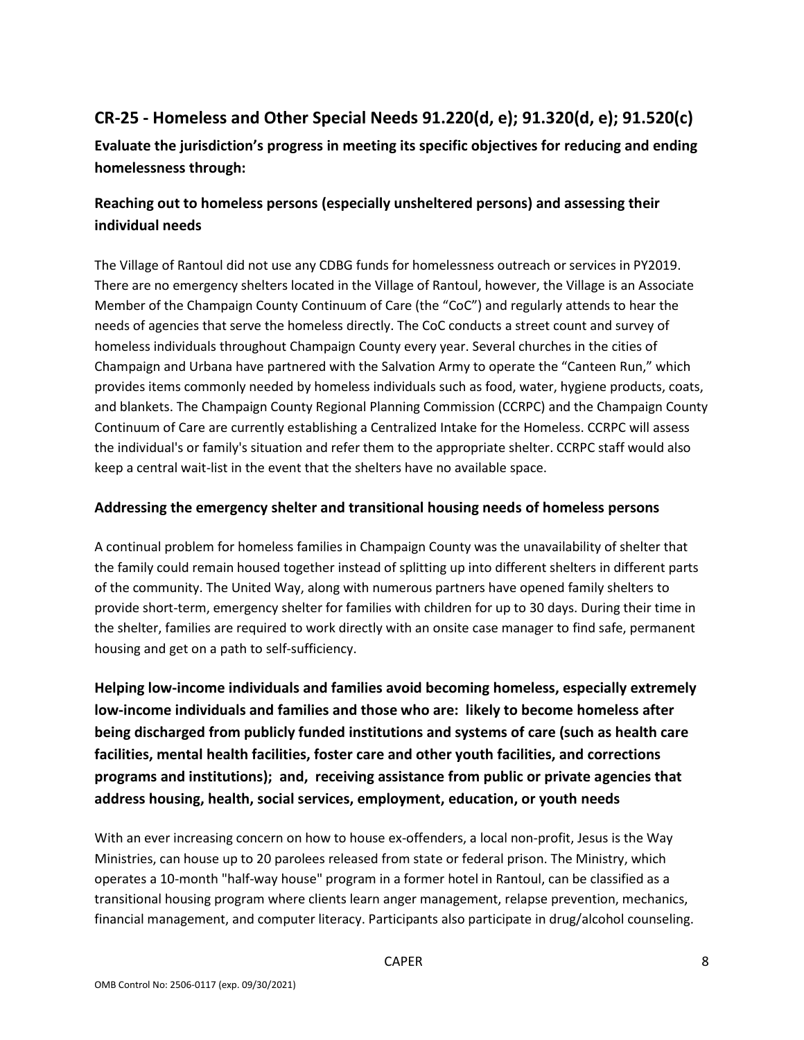## CR-25 - Homeless and Other Special Needs 91.220(d, e); 91.320(d, e); 91.520(c)

**Evaluate the jurisdiction's progress in meeting its specific objectives for reducing and ending homelessness through:**

### Reaching out to homeless persons (especially unsheltered persons) and assessing their individual needs

The Village of Rantoul did not use any CDBG funds for homelessness outreach or services in PY2019. There are no emergency shelters located in the Village of Rantoul, however, the Village is an Associate Member of the Champaign County Continuum of Care (the "CoC") and regularly attends to hear the needs of agencies that serve the homeless directly. The CoC conducts a street count and survey of homeless individuals throughout Champaign County every year. Several churches in the cities of Champaign and Urbana have partnered with the Salvation Army to operate the "Canteen Run," which provides items commonly needed by homeless individuals such as food, water, hygiene products, coats, and blankets. The Champaign County Regional Planning Commission (CCRPC) and the Champaign County Continuum of Care are currently establishing a Centralized Intake for the Homeless. CCRPC will assess the individual's or family's situation and refer them to the appropriate shelter. CCRPC staff would also keep a central wait-list in the event that the shelters have no available space.

### Addressing the emergency shelter and transitional housing needs of homeless persons

A continual problem for homeless families in Champaign County was the unavailability of shelter that the family could remain housed together instead of splitting up into different shelters in different parts of the community. The United Way, along with numerous partners have opened family shelters to provide short-term, emergency shelter for families with children for up to 30 days. During their time in the shelter, families are required to work directly with an onsite case manager to find safe, permanent housing and get on a path to self-sufficiency.

### Helping low-income individuals and families avoid becoming homeless, especially extremely low-income individuals and families and those who are: likely to become homeless after being discharged from publicly funded institutions and systems of care (such as health care facilities, mental health facilities, foster care and other youth facilities, and corrections programs and institutions); and, receiving assistance from public or private agencies that address housing, health, social services, employment, education, or youth needs

With an ever increasing concern on how to house ex-offenders, a local non-profit, Jesus is the Way Ministries, can house up to 20 parolees released from state or federal prison. The Ministry, which operates a 10-month "half-way house" program in a former hotel in Rantoul, can be classified as a transitional housing program where clients learn anger management, relapse prevention, mechanics, financial management, and computer literacy. Participants also participate in drug/alcohol counseling.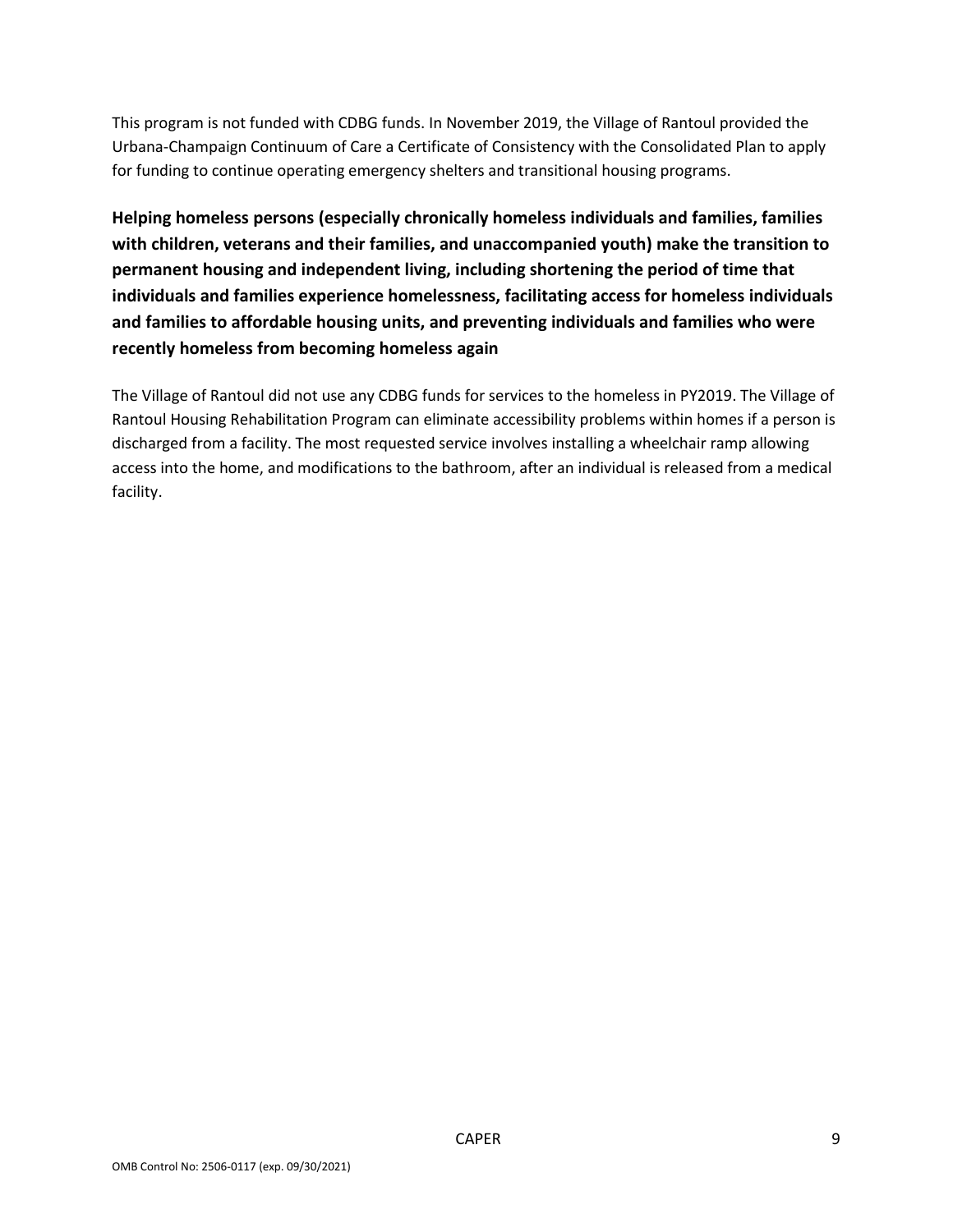This program is not funded with CDBG funds. In November 2019, the Village of Rantoul provided the Urbana-Champaign Continuum of Care a Certificate of Consistency with the Consolidated Plan to apply for funding to continue operating emergency shelters and transitional housing programs.

**Helping homeless persons (especially chronically homeless individuals and families, families with children, veterans and their families, and unaccompanied youth) make the transition to permanent housing and independent living, including shortening the period of time that individuals and families experience homelessness, facilitating access for homeless individuals and families to affordable housing units, and preventing individuals and families who were recently homeless from becoming homeless again**

The Village of Rantoul did not use any CDBG funds for services to the homeless in PY2019. The Village of Rantoul Housing Rehabilitation Program can eliminate accessibility problems within homes if a person is discharged from a facility. The most requested service involves installing a wheelchair ramp allowing access into the home, and modifications to the bathroom, after an individual is released from a medical facility.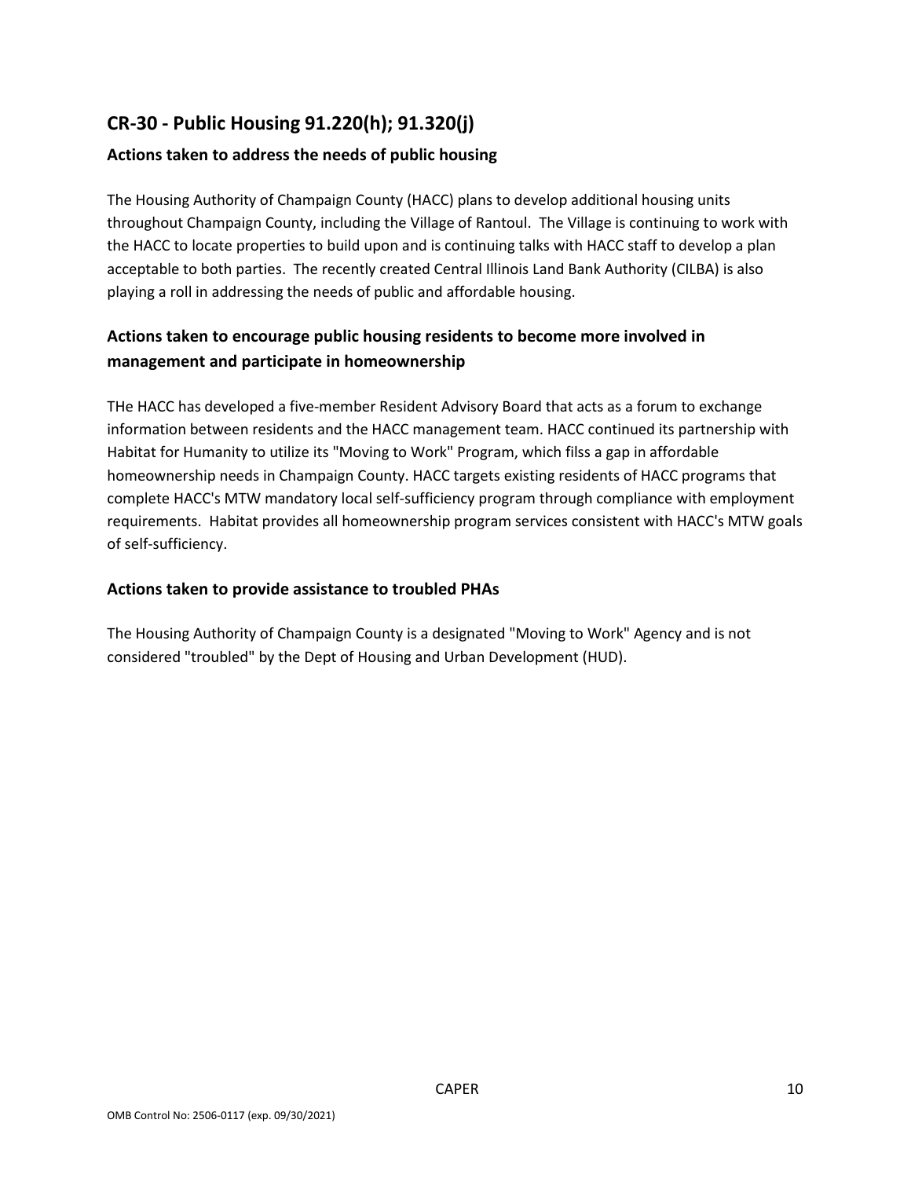## CR-30 - Public Housing 91.220(h); 91.320(j)

### Actions taken to address the needs of public housing

The Housing Authority of Champaign County (HACC) plans to develop additional housing units throughout Champaign County, including the Village of Rantoul. The Village is continuing to work with the HACC to locate properties to build upon and is continuing talks with HACC staff to develop a plan acceptable to both parties. The recently created Central Illinois Land Bank Authority (CILBA) is also playing a roll in addressing the needs of public and affordable housing.

### Actions taken to encourage public housing residents to become more involved in management and participate in homeownership

THe HACC has developed a five-member Resident Advisory Board that acts as a forum to exchange information between residents and the HACC management team. HACC continued its partnership with Habitat for Humanity to utilize its "Moving to Work" Program, which filss a gap in affordable homeownership needs in Champaign County. HACC targets existing residents of HACC programs that complete HACC's MTW mandatory local self-sufficiency program through compliance with employment requirements. Habitat provides all homeownership program services consistent with HACC's MTW goals of self-sufficiency.

### Actions taken to provide assistance to troubled PHAs

The Housing Authority of Champaign County is a designated "Moving to Work" Agency and is not considered "troubled" by the Dept of Housing and Urban Development (HUD).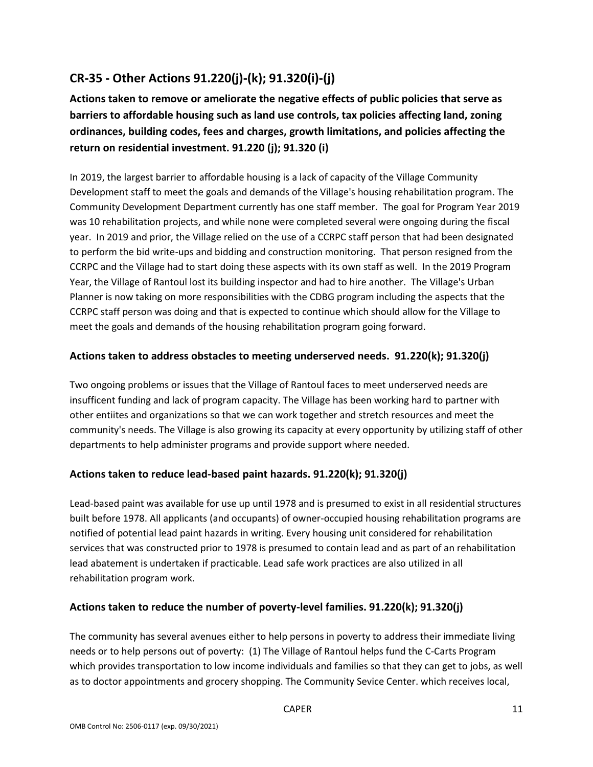## CR-35 - Other Actions 91.220(j)-(k); 91.320(i)-(j)

**Actions taken to remove or ameliorate the negative effects of public policies that serve as barriers to affordable housing such as land use controls, tax policies affecting land, zoning ordinances, building codes, fees and charges, growth limitations, and policies affecting the return on residential investment. 91.220 (j); 91.320 (i)**

In 2019, the largest barrier to affordable housing is a lack of capacity of the Village Community Development staff to meet the goals and demands of the Village's housing rehabilitation program. The Community Development Department currently has one staff member. The goal for Program Year 2019 was 10 rehabilitation projects, and while none were completed several were ongoing during the fiscal year. In 2019 and prior, the Village relied on the use of a CCRPC staff person that had been designated to perform the bid write-ups and bidding and construction monitoring. That person resigned from the CCRPC and the Village had to start doing these aspects with its own staff as well. In the 2019 Program Year, the Village of Rantoul lost its building inspector and had to hire another. The Village's Urban Planner is now taking on more responsibilities with the CDBG program including the aspects that the CCRPC staff person was doing and that is expected to continue which should allow for the Village to meet the goals and demands of the housing rehabilitation program going forward.

### Actions taken to address obstacles to meeting underserved needs. 91.220(k); 91.320(j)

Two ongoing problems or issues that the Village of Rantoul faces to meet underserved needs are insufficent funding and lack of program capacity. The Village has been working hard to partner with other entiites and organizations so that we can work together and stretch resources and meet the community's needs. The Village is also growing its capacity at every opportunity by utilizing staff of other departments to help administer programs and provide support where needed.

### Actions taken to reduce lead-based paint hazards. 91.220(k); 91.320(j)

Lead-based paint was available for use up until 1978 and is presumed to exist in all residential structures built before 1978. All applicants (and occupants) of owner-occupied housing rehabilitation programs are notified of potential lead paint hazards in writing. Every housing unit considered for rehabilitation services that was constructed prior to 1978 is presumed to contain lead and as part of an rehabilitation lead abatement is undertaken if practicable. Lead safe work practices are also utilized in all rehabilitation program work.

### Actions taken to reduce the number of poverty-level families. 91.220(k); 91.320(j)

The community has several avenues either to help persons in poverty to address their immediate living needs or to help persons out of poverty: (1) The Village of Rantoul helps fund the C-Carts Program which provides transportation to low income individuals and families so that they can get to jobs, as well as to doctor appointments and grocery shopping. The Community Sevice Center. which receives local,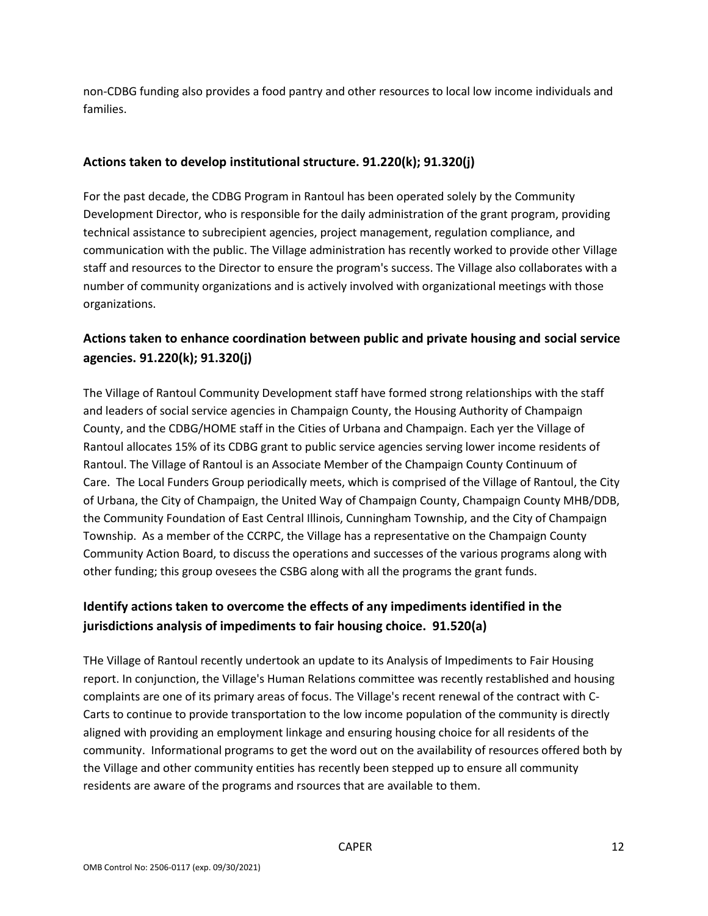non-CDBG funding also provides a food pantry and other resources to local low income individuals and families.

## Actions taken to develop institutional structure. 91.220(k); 91.320(j)

For the past decade, the CDBG Program in Rantoul has been operated solely by the Community Development Director, who is responsible for the daily administration of the grant program, providing technical assistance to subrecipient agencies, project management, regulation compliance, and communication with the public. The Village administration has recently worked to provide other Village staff and resources to the Director to ensure the program's success. The Village also collaborates with a number of community organizations and is actively involved with organizational meetings with those organizations.

## Actions taken to enhance coordination between public and private housing and social service agencies. 91.220(k); 91.320(j)

The Village of Rantoul Community Development staff have formed strong relationships with the staff and leaders of social service agencies in Champaign County, the Housing Authority of Champaign County, and the CDBG/HOME staff in the Cities of Urbana and Champaign. Each yer the Village of Rantoul allocates 15% of its CDBG grant to public service agencies serving lower income residents of Rantoul. The Village of Rantoul is an Associate Member of the Champaign County Continuum of Care. The Local Funders Group periodically meets, which is comprised of the Village of Rantoul, the City of Urbana, the City of Champaign, the United Way of Champaign County, Champaign County MHB/DDB, the Community Foundation of East Central Illinois, Cunningham Township, and the City of Champaign Township. As a member of the CCRPC, the Village has a representative on the Champaign County Community Action Board, to discuss the operations and successes of the various programs along with other funding; this group ovesees the CSBG along with all the programs the grant funds.

## Identify actions taken to overcome the effects of any impediments identified in the jurisdictions analysis of impediments to fair housing choice. 91.520(a)

THe Village of Rantoul recently undertook an update to its Analysis of Impediments to Fair Housing report. In conjunction, the Village's Human Relations committee was recently restablished and housing complaints are one of its primary areas of focus. The Village's recent renewal of the contract with C-Carts to continue to provide transportation to the low income population of the community is directly aligned with providing an employment linkage and ensuring housing choice for all residents of the community. Informational programs to get the word out on the availability of resources offered both by the Village and other community entities has recently been stepped up to ensure all community residents are aware of the programs and rsources that are available to them.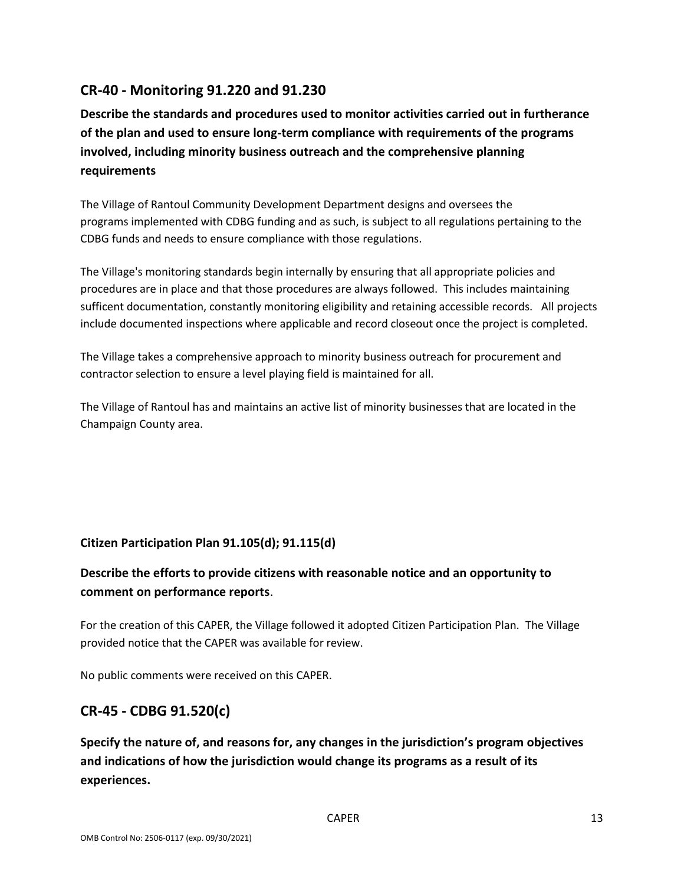## CR-40 - Monitoring 91.220 and 91.230

**Describe the standards and procedures used to monitor activities carried out in furtherance of the plan and used to ensure long-term compliance with requirements of the programs involved, including minority business outreach and the comprehensive planning requirements**

The Village of Rantoul Community Development Department designs and oversees the programs implemented with CDBG funding and as such, is subject to all regulations pertaining to the CDBG funds and needs to ensure compliance with those regulations.

The Village's monitoring standards begin internally by ensuring that all appropriate policies and procedures are in place and that those procedures are always followed. This includes maintaining sufficent documentation, constantly monitoring eligibility and retaining accessible records. All projects include documented inspections where applicable and record closeout once the project is completed.

The Village takes a comprehensive approach to minority business outreach for procurement and contractor selection to ensure a level playing field is maintained for all.

The Village of Rantoul has and maintains an active list of minority businesses that are located in the Champaign County area.

### Citizen Participation Plan 91.105(d); 91.115(d)

**Describe the efforts to provide citizens with reasonable notice and an opportunity to comment on performance reports**.

For the creation of this CAPER, the Village followed it adopted Citizen Participation Plan. The Village provided notice that the CAPER was available for review.

No public comments were received on this CAPER.

## CR-45 - CDBG 91.520(c)

**Specify the nature of, and reasons for, any changes in the jurisdiction's program objectives and indications of how the jurisdiction would change its programs as a result of its experiences.**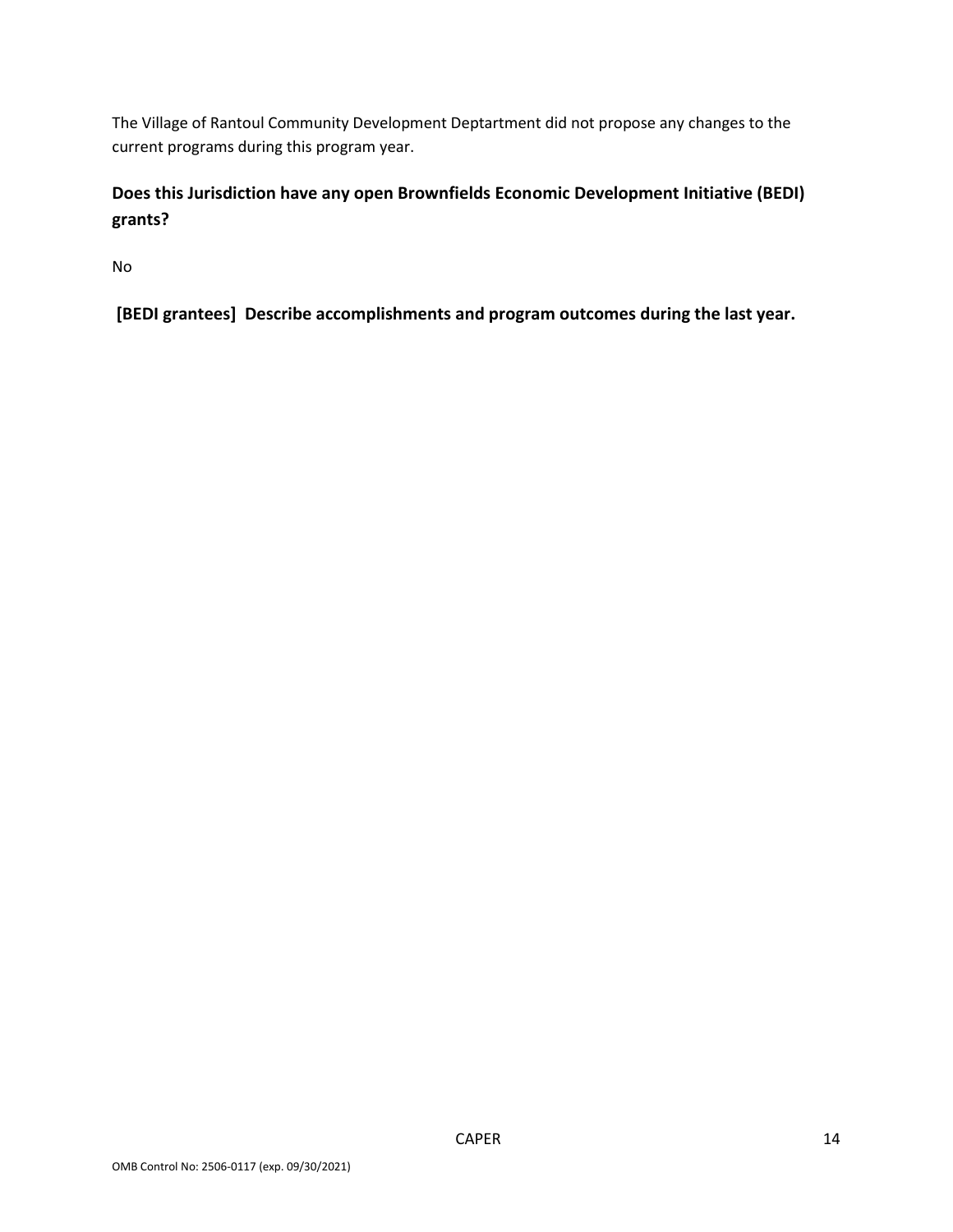The Village of Rantoul Community Development Deptartment did not propose any changes to the current programs during this program year.

**Does this Jurisdiction have any open Brownfields Economic Development Initiative (BEDI) grants?**

No

**[BEDI grantees] Describe accomplishments and program outcomes during the last year.**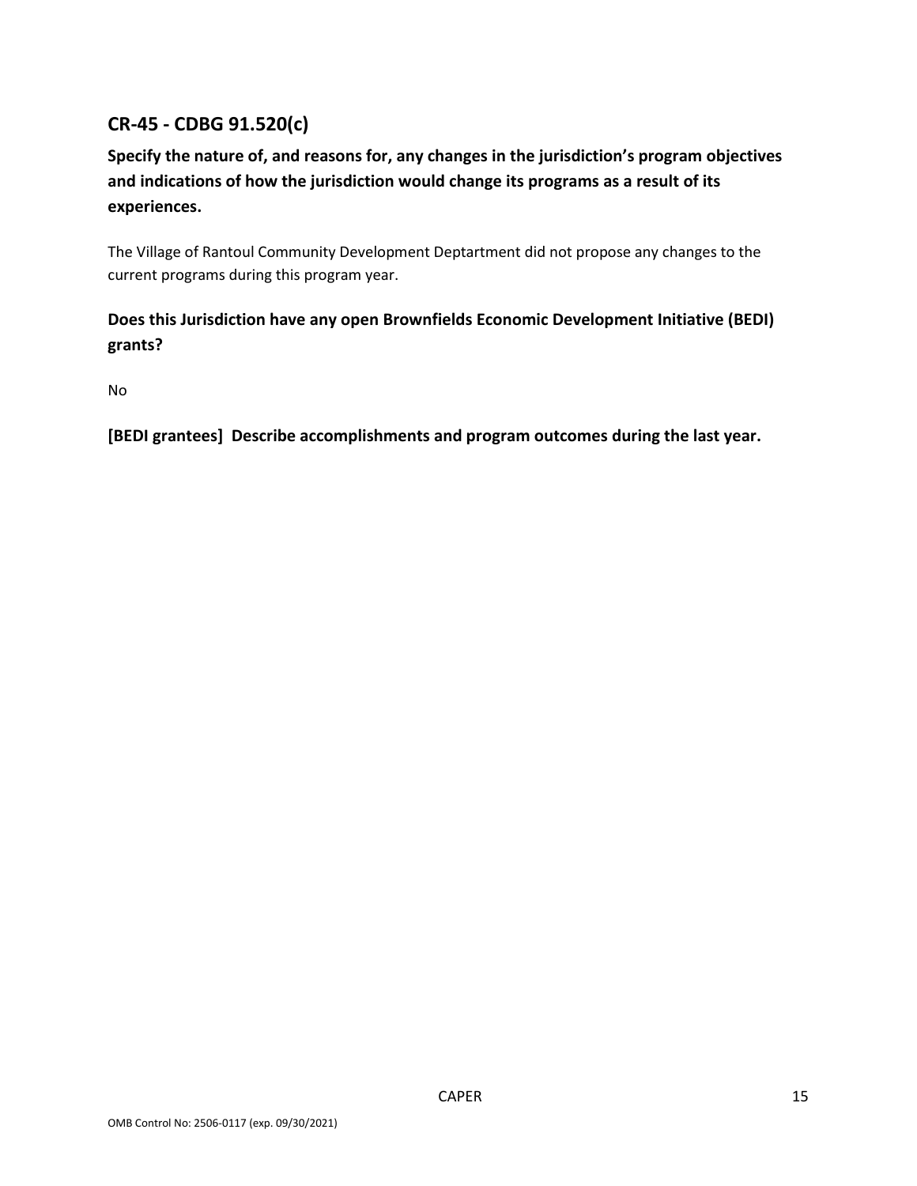## CR-45 - CDBG 91.520(c)

**Specify the nature of, and reasons for, any changes in the jurisdiction's program objectives and indications of how the jurisdiction would change its programs as a result of its experiences.**

The Village of Rantoul Community Development Deptartment did not propose any changes to the current programs during this program year.

**Does this Jurisdiction have any open Brownfields Economic Development Initiative (BEDI) grants?**

No

**[BEDI grantees] Describe accomplishments and program outcomes during the last year.**